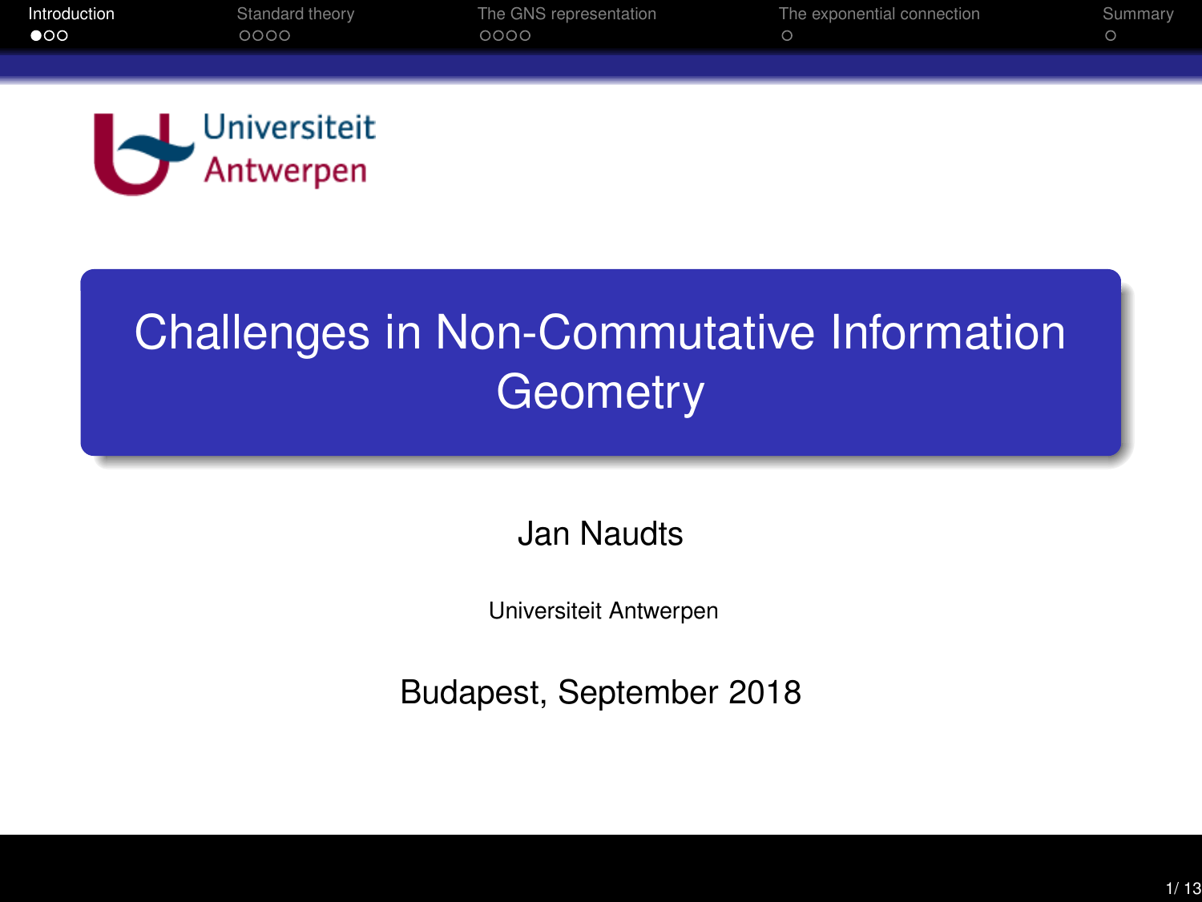Universiteit Antwerpen

# Challenges in Non-Commutative Information Geometry

Jan Naudts

Universiteit Antwerpen

Budapest, September 2018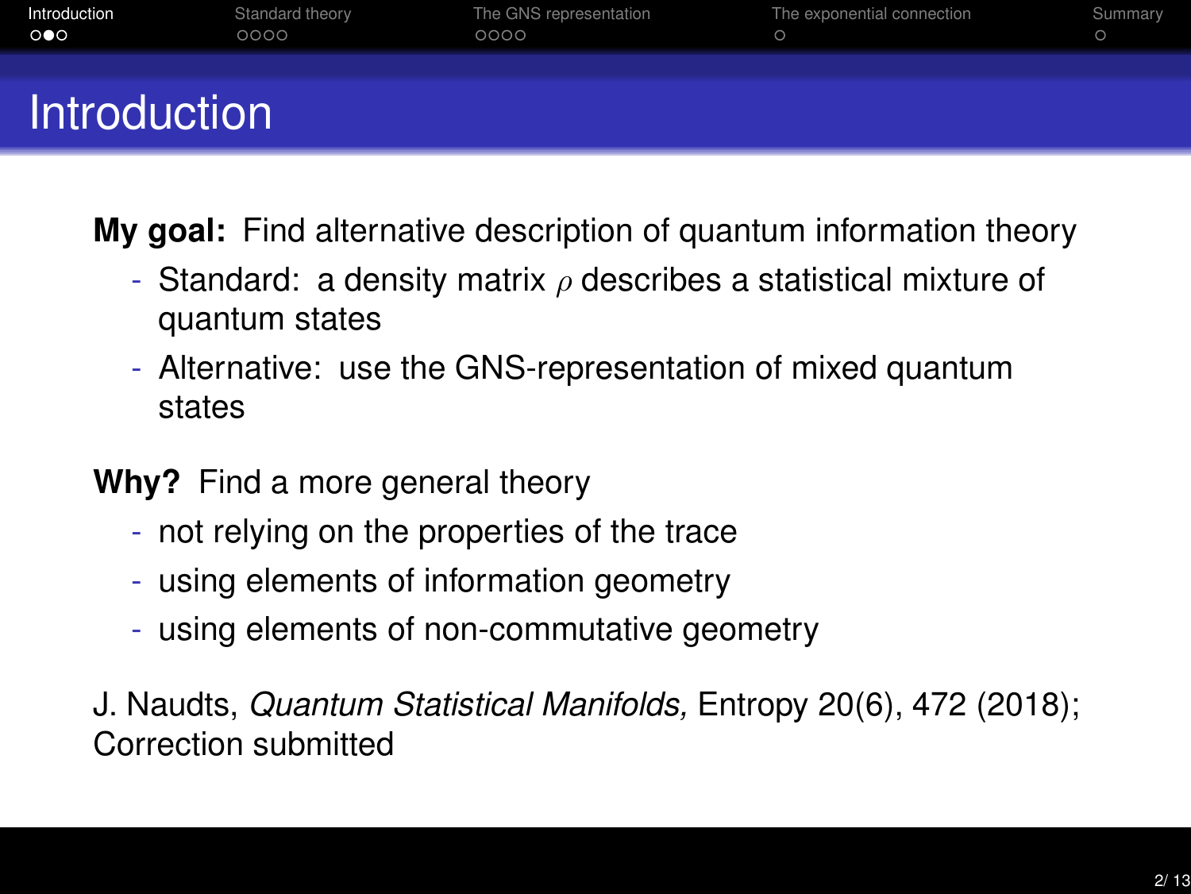# Introduction

**My goal:** Find alternative description of quantum information theory

- Standard: a density matrix $\rho$ describes a statistical mixture of quantum states
- Alternative: use the GNS-representation of mixed quantum states

**Why?** Find a more general theory

- not relying on the properties of the trace
- using elements of information geometry
- using elements of non-commutative geometry

J. Naudts, *Quantum Statistical Manifolds,* Entropy 20(6), 472 (2018); Correction submitted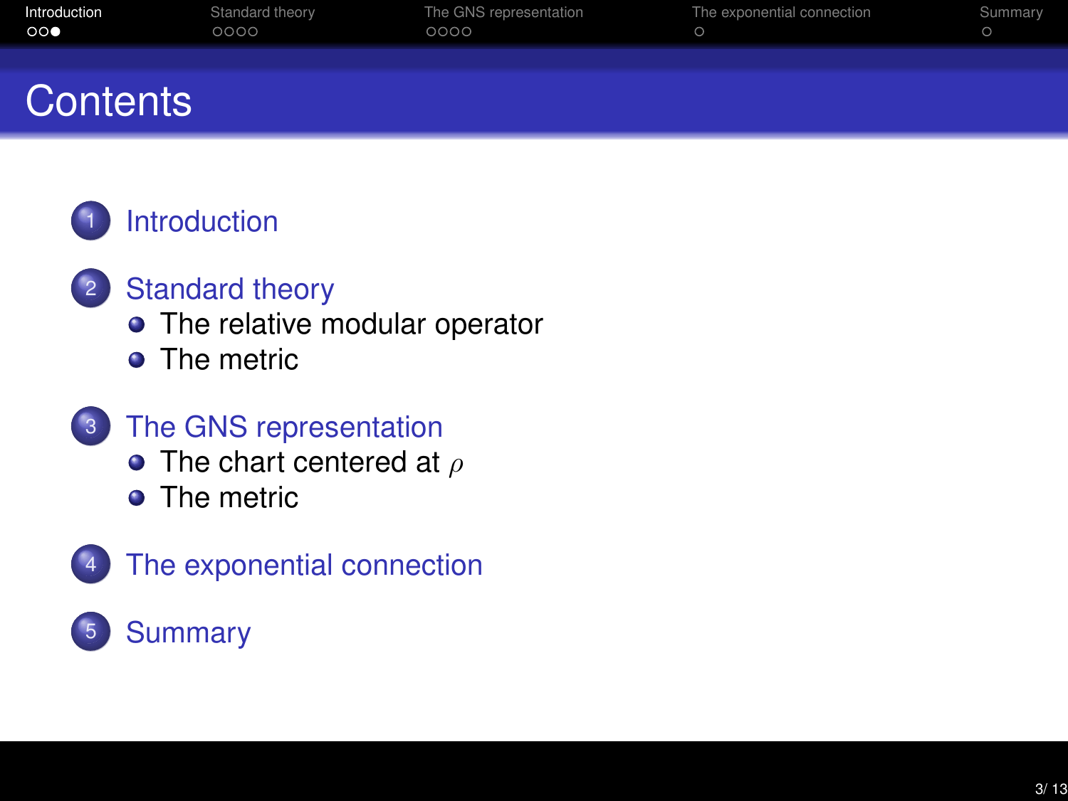# Contents

1. Introduction
2. Standard theory
   - The relative modular operator
   - The metric
3. The GNS representation
   - The chart centered at $\rho$
   - The metric
4. The exponential connection
5. Summary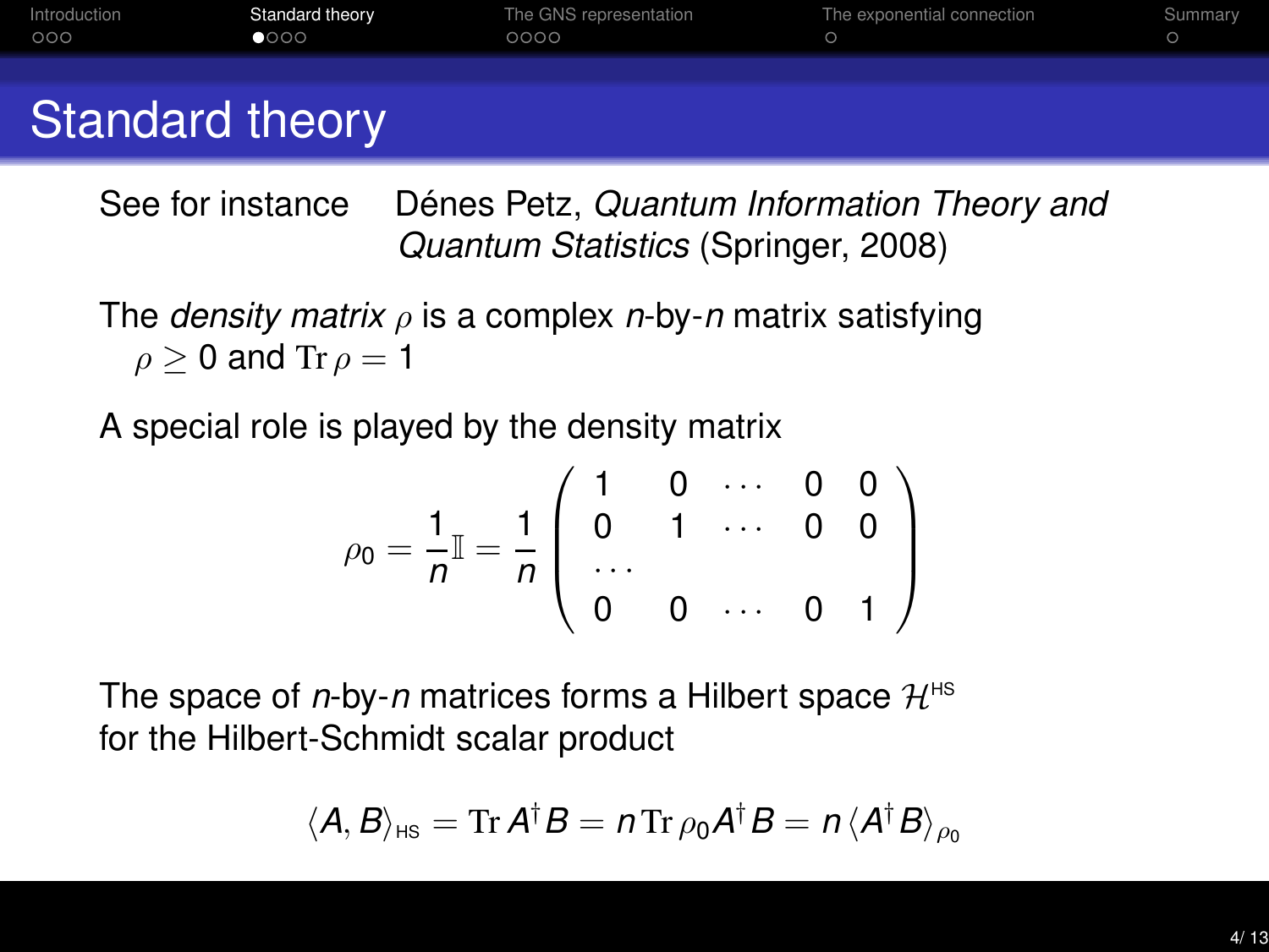# Standard theory

See for instance Dénes Petz, *Quantum Information Theory and Quantum Statistics* (Springer, 2008)

The *density matrix* $\rho$ is a complex $n$-by-$n$ matrix satisfying $\rho \geq 0$ and $\mathrm{Tr}\,\rho = 1$

A special role is played by the density matrix

$$\rho_0 = \frac{1}{n}\mathbb{I} = \frac{1}{n}\begin{pmatrix} 1 & 0 & \cdots & 0 & 0 \\ 0 & 1 & \cdots & 0 & 0 \\ \cdots & & & & \\ 0 & 0 & \cdots & 0 & 1 \end{pmatrix}$$

The space of $n$-by-$n$ matrices forms a Hilbert space $\mathcal{H}^{\mathrm{HS}}$ for the Hilbert-Schmidt scalar product

$$\langle A, B\rangle_{\mathrm{HS}} = \mathrm{Tr}\,A^\dagger B = n\,\mathrm{Tr}\,\rho_0 A^\dagger B = n\,\langle A^\dagger B\rangle_{\rho_0}$$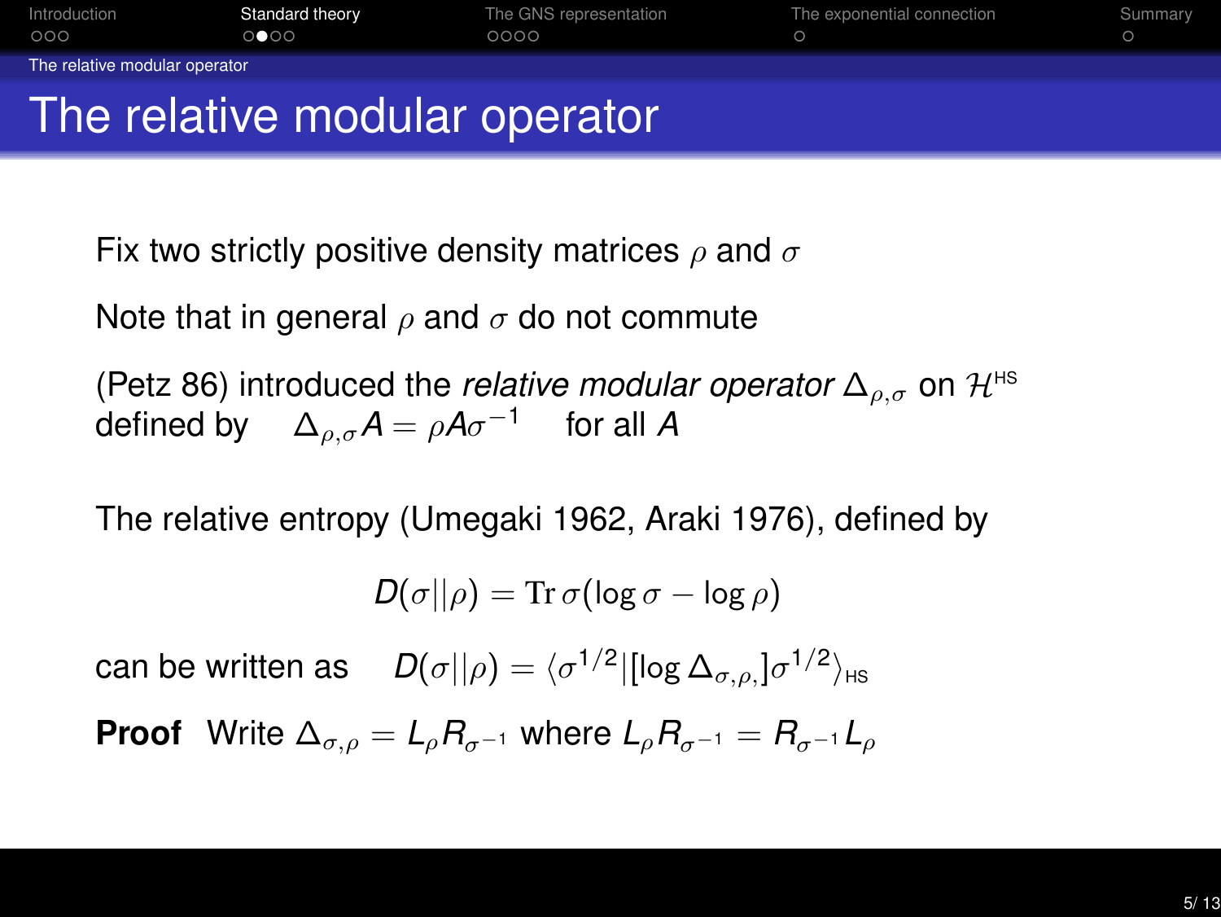# The relative modular operator

Fix two strictly positive density matrices $\rho$ and $\sigma$

Note that in general $\rho$ and $\sigma$ do not commute

(Petz 86) introduced the *relative modular operator* $\Delta_{\rho,\sigma}$ on $\mathcal{H}^{\text{HS}}$ defined by $\quad \Delta_{\rho,\sigma} A = \rho A \sigma^{-1} \quad$ for all $A$

The relative entropy (Umegaki 1962, Araki 1976), defined by

$$D(\sigma || \rho) = \operatorname{Tr} \sigma(\log \sigma - \log \rho)$$

can be written as $\quad D(\sigma||\rho) = \langle \sigma^{1/2} | [\log \Delta_{\sigma,\rho,}] \sigma^{1/2} \rangle_{\text{HS}}$

**Proof** Write $\Delta_{\sigma,\rho} = L_\rho R_{\sigma^{-1}}$ where $L_\rho R_{\sigma^{-1}} = R_{\sigma^{-1}} L_\rho$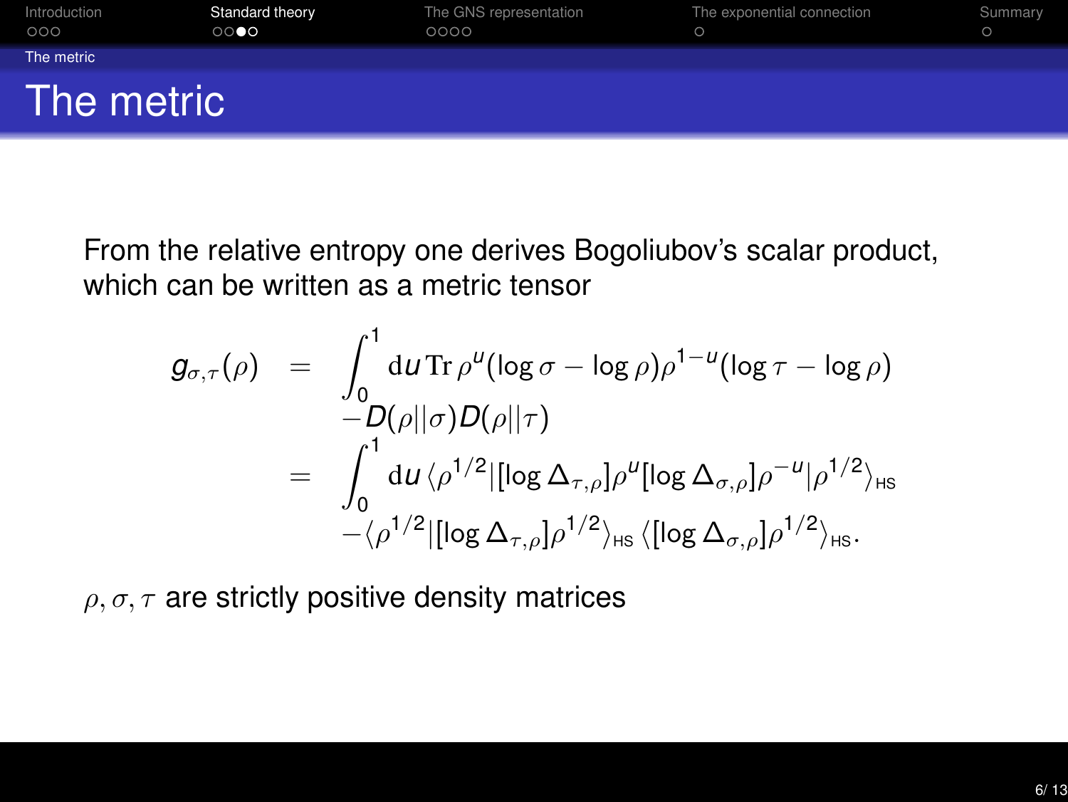# The metric

From the relative entropy one derives Bogoliubov's scalar product, which can be written as a metric tensor

$$
\begin{aligned}
g_{\sigma,\tau}(\rho) &= \int_0^1 \mathrm{d}u\, \mathrm{Tr}\, \rho^u(\log\sigma - \log\rho)\rho^{1-u}(\log\tau - \log\rho) \\
&\quad - D(\rho||\sigma)D(\rho||\tau) \\
&= \int_0^1 \mathrm{d}u\, \langle \rho^{1/2} | [\log \Delta_{\tau,\rho}]\rho^u [\log \Delta_{\sigma,\rho}]\rho^{-u} | \rho^{1/2} \rangle_{\mathrm{HS}} \\
&\quad - \langle \rho^{1/2} | [\log \Delta_{\tau,\rho}]\rho^{1/2} \rangle_{\mathrm{HS}} \, \langle [\log \Delta_{\sigma,\rho}]\rho^{1/2} \rangle_{\mathrm{HS}}.
\end{aligned}
$$

$\rho, \sigma, \tau$ are strictly positive density matrices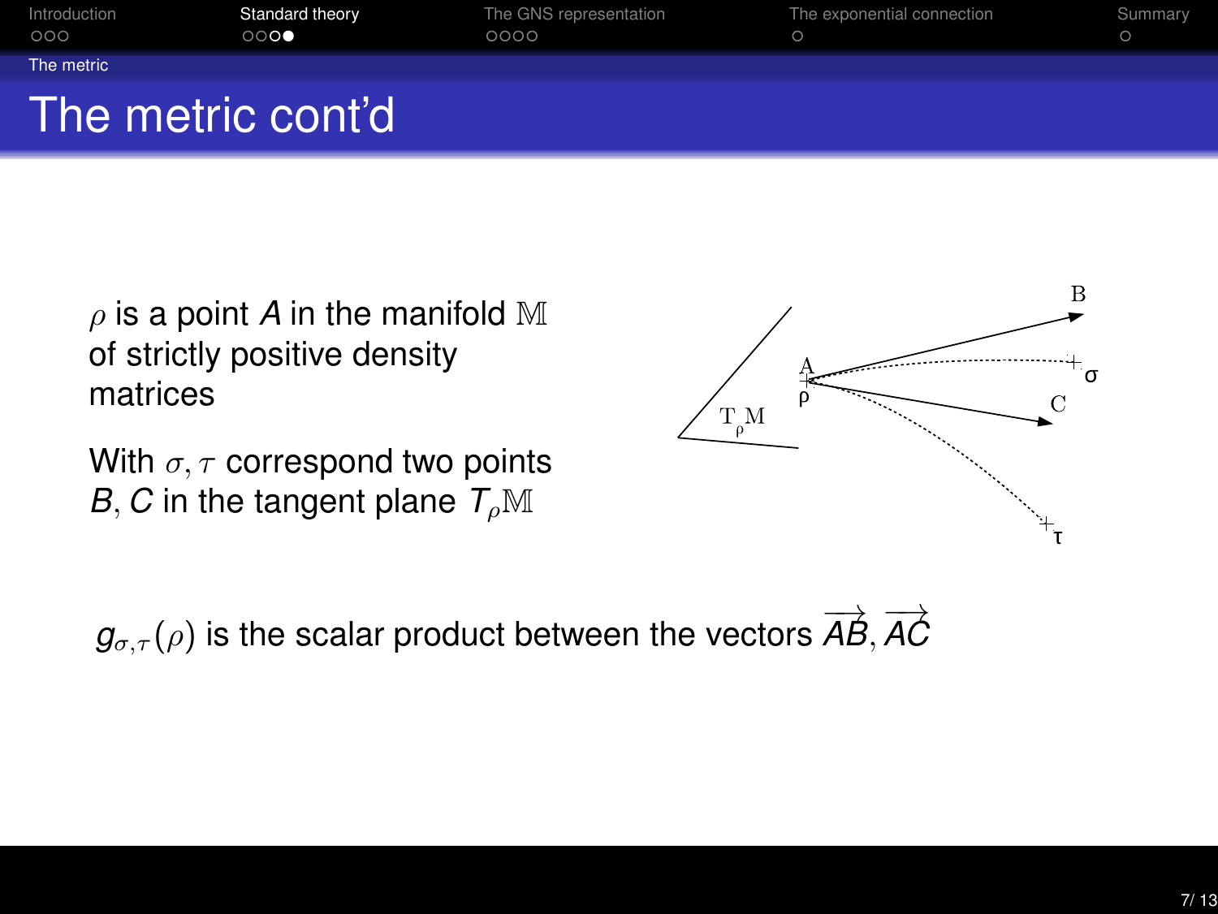# The metric cont'd

$\rho$ is a point $A$ in the manifold $\mathbb{M}$ of strictly positive density matrices

With $\sigma, \tau$ correspond two points $B, C$ in the tangent plane $T_\rho\mathbb{M}$

$g_{\sigma,\tau}(\rho)$ is the scalar product between the vectors $\overrightarrow{AB}, \overrightarrow{AC}$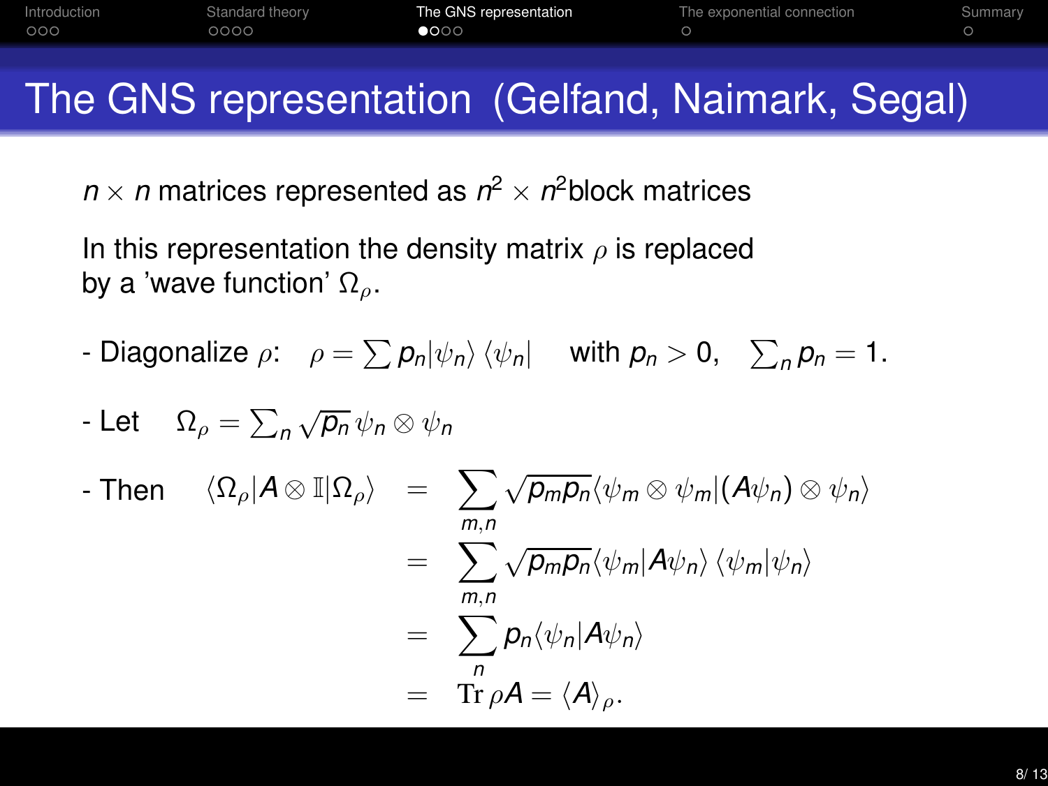# The GNS representation (Gelfand, Naimark, Segal)

$n \times n$ matrices represented as $n^2 \times n^2$block matrices

In this representation the density matrix $\rho$ is replaced by a 'wave function' $\Omega_\rho$.

- Diagonalize $\rho$: $\rho = \sum p_n |\psi_n\rangle \langle \psi_n|$ with $p_n > 0$, $\sum_n p_n = 1$.

- Let $\Omega_\rho = \sum_n \sqrt{p_n}\, \psi_n \otimes \psi_n$

- Then

$$
\begin{aligned}
\langle \Omega_\rho | A \otimes \mathbb{I} | \Omega_\rho \rangle &= \sum_{m,n} \sqrt{p_m p_n} \langle \psi_m \otimes \psi_m | (A\psi_n) \otimes \psi_n \rangle \\
&= \sum_{m,n} \sqrt{p_m p_n} \langle \psi_m | A\psi_n \rangle \langle \psi_m | \psi_n \rangle \\
&= \sum_n p_n \langle \psi_n | A\psi_n \rangle \\
&= \mathrm{Tr}\, \rho A = \langle A \rangle_\rho .
\end{aligned}
$$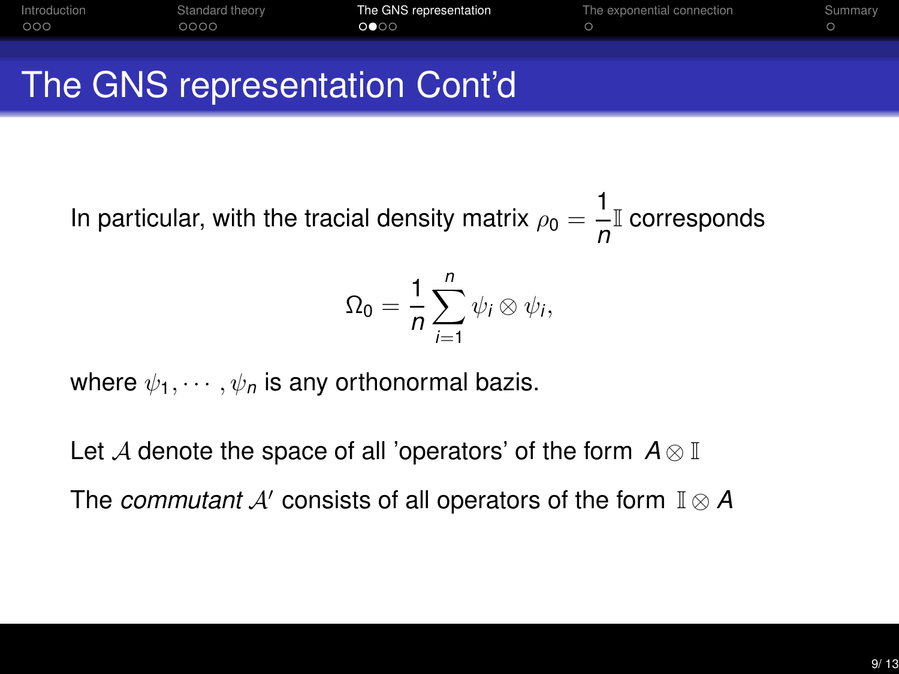# The GNS representation Cont'd

In particular, with the tracial density matrix $\rho_0 = \frac{1}{n}\mathbb{I}$ corresponds

$$\Omega_0 = \frac{1}{n}\sum_{i=1}^{n} \psi_i \otimes \psi_i,$$

where $\psi_1, \cdots, \psi_n$ is any orthonormal bazis.

Let $\mathcal{A}$ denote the space of all 'operators' of the form $A \otimes \mathbb{I}$

The *commutant* $\mathcal{A}'$ consists of all operators of the form $\mathbb{I} \otimes A$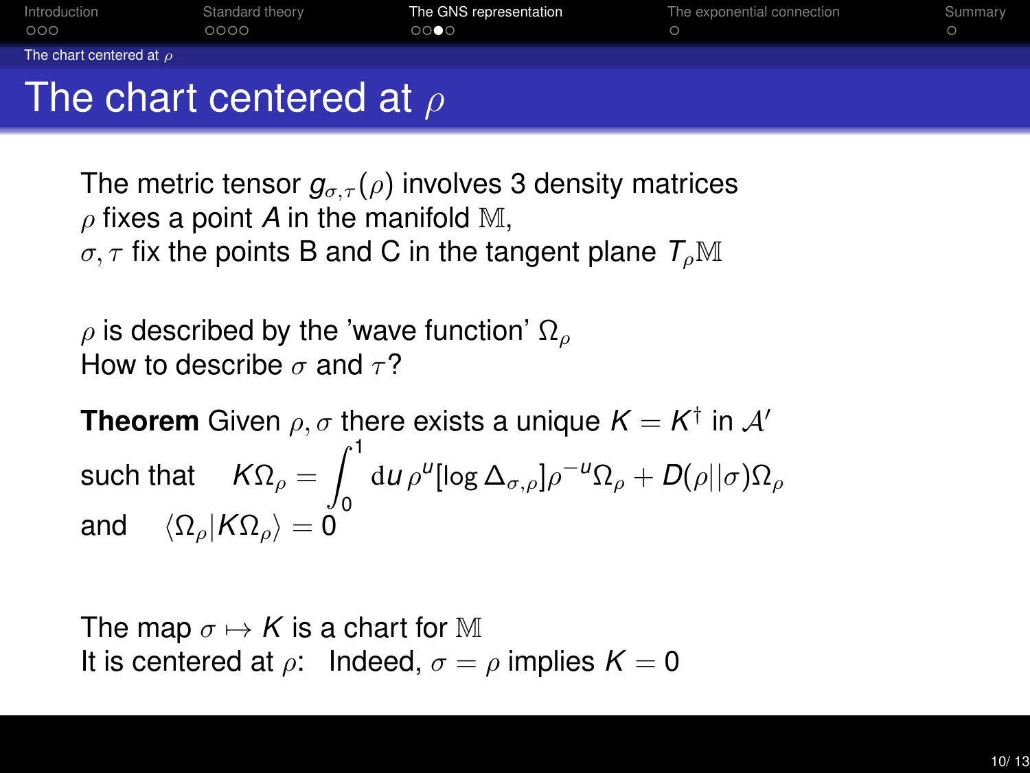# The chart centered at $\rho$

The metric tensor $g_{\sigma,\tau}(\rho)$ involves 3 density matrices
$\rho$ fixes a point $A$ in the manifold $\mathbb{M}$,
$\sigma, \tau$ fix the points B and C in the tangent plane $T_\rho\mathbb{M}$

$\rho$ is described by the 'wave function' $\Omega_\rho$
How to describe $\sigma$ and $\tau$?

**Theorem** Given $\rho, \sigma$ there exists a unique $K = K^\dagger$ in $\mathcal{A}'$

such that $\quad K\Omega_\rho = \int_0^1 \mathrm{d}u\, \rho^u [\log \Delta_{\sigma,\rho}] \rho^{-u} \Omega_\rho + D(\rho||\sigma)\Omega_\rho$

and $\quad \langle \Omega_\rho | K \Omega_\rho \rangle = 0$

The map $\sigma \mapsto K$ is a chart for $\mathbb{M}$
It is centered at $\rho$: Indeed, $\sigma = \rho$ implies $K = 0$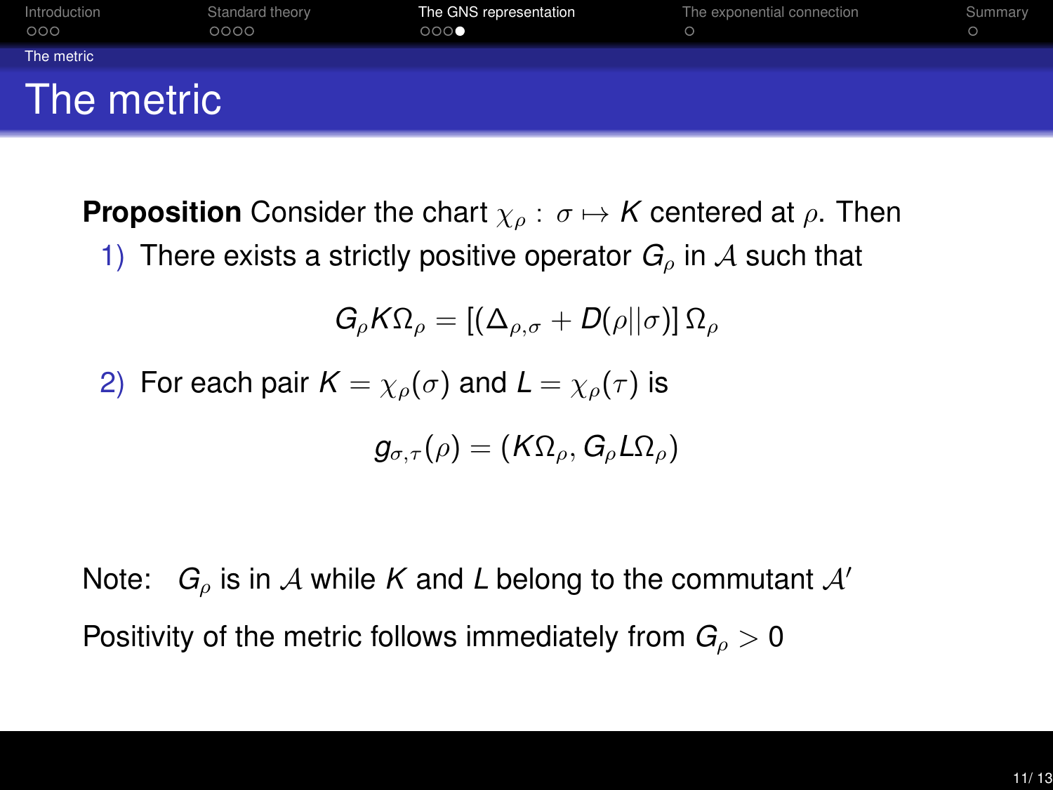# The metric

**Proposition** Consider the chart $\chi_\rho : \sigma \mapsto K$ centered at $\rho$. Then

1) There exists a strictly positive operator $G_\rho$ in $\mathcal{A}$ such that

$$G_\rho K \Omega_\rho = [(\Delta_{\rho,\sigma} + D(\rho||\sigma)] \, \Omega_\rho$$

2) For each pair $K = \chi_\rho(\sigma)$ and $L = \chi_\rho(\tau)$ is

$$g_{\sigma,\tau}(\rho) = (K\Omega_\rho, G_\rho L \Omega_\rho)$$

Note: $G_\rho$ is in $\mathcal{A}$ while $K$ and $L$ belong to the commutant $\mathcal{A}'$

Positivity of the metric follows immediately from $G_\rho > 0$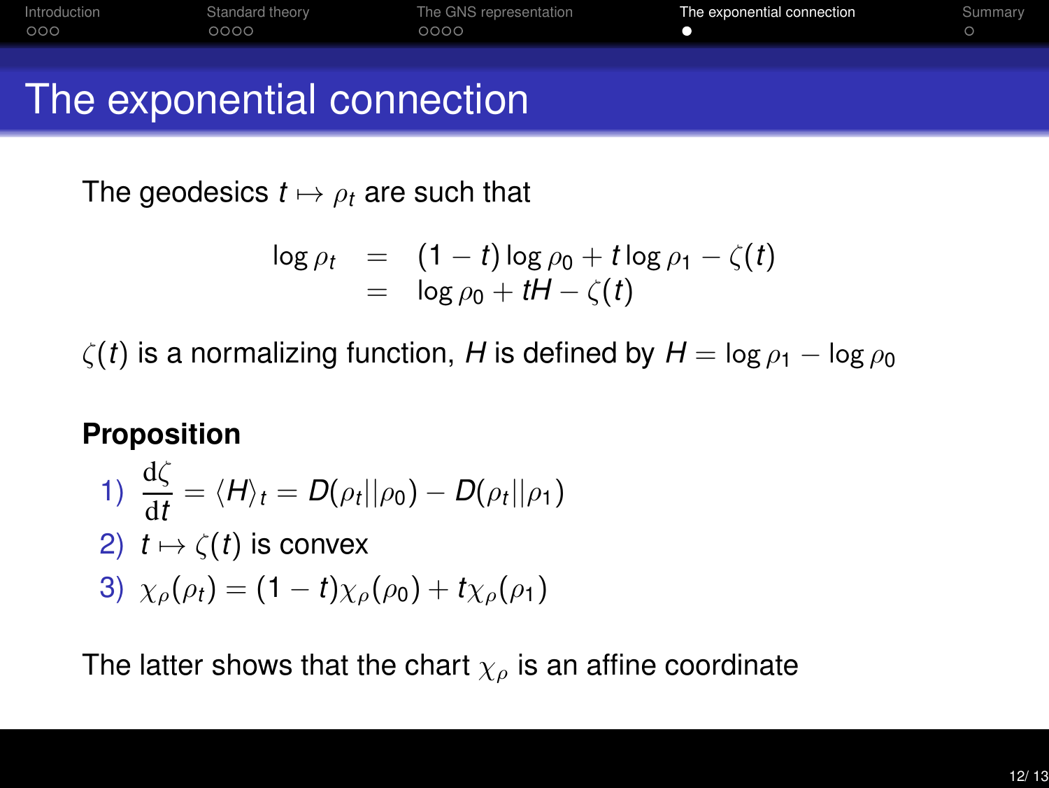# The exponential connection

The geodesics $t \mapsto \rho_t$ are such that

$$
\begin{aligned}
\log \rho_t &= (1-t)\log \rho_0 + t \log \rho_1 - \zeta(t) \\
&= \log \rho_0 + tH - \zeta(t)
\end{aligned}
$$

$\zeta(t)$ is a normalizing function, $H$ is defined by $H = \log \rho_1 - \log \rho_0$

**Proposition**

1) $\dfrac{\mathrm{d}\zeta}{\mathrm{d}t} = \langle H \rangle_t = D(\rho_t || \rho_0) - D(\rho_t || \rho_1)$
2) $t \mapsto \zeta(t)$ is convex
3) $\chi_\rho(\rho_t) = (1-t)\chi_\rho(\rho_0) + t\chi_\rho(\rho_1)$

The latter shows that the chart $\chi_\rho$ is an affine coordinate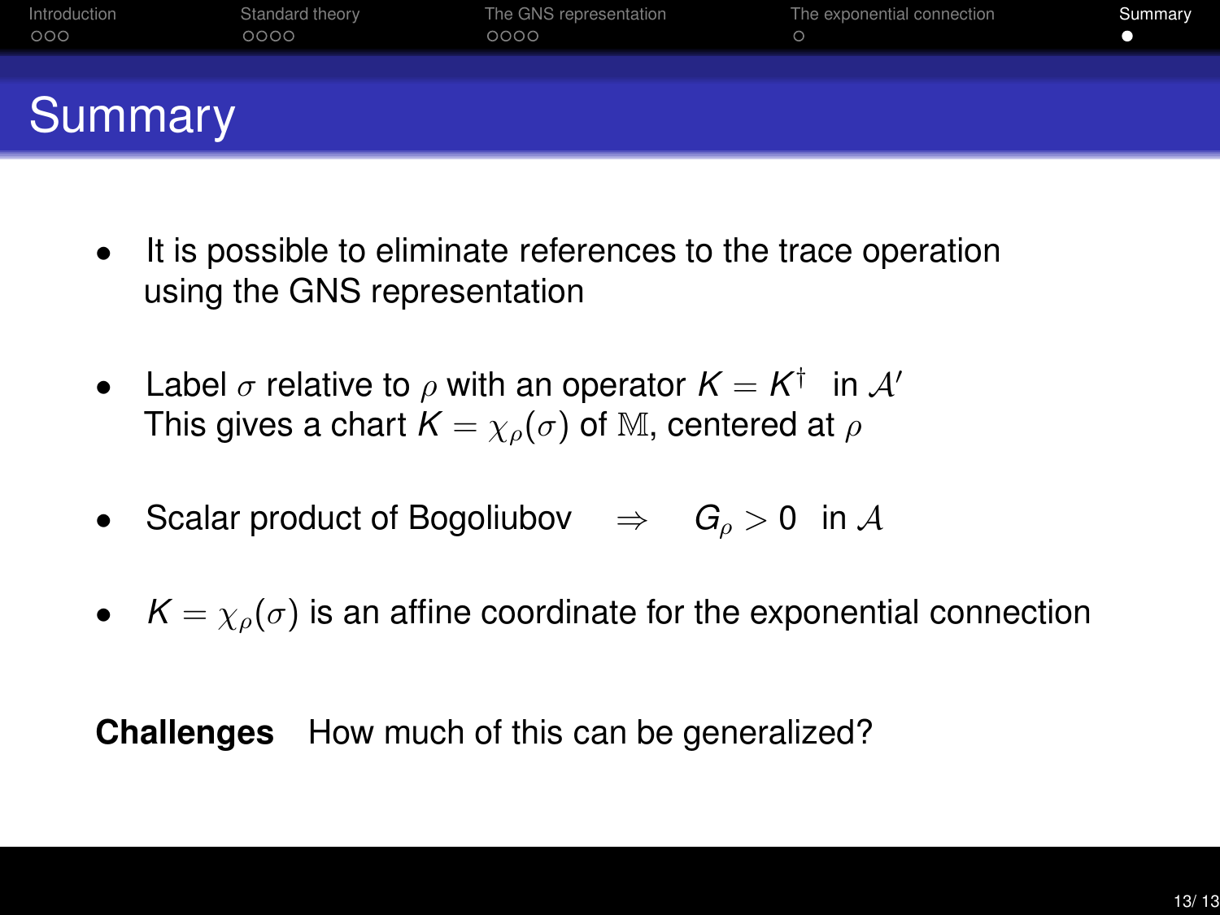# Summary

- It is possible to eliminate references to the trace operation using the GNS representation

- Label $\sigma$ relative to $\rho$ with an operator $K = K^\dagger$ in $\mathcal{A}'$
  This gives a chart $K = \chi_\rho(\sigma)$ of $\mathbb{M}$, centered at $\rho$

- Scalar product of Bogoliubov $\Rightarrow$ $G_\rho > 0$ in $\mathcal{A}$

- $K = \chi_\rho(\sigma)$ is an affine coordinate for the exponential connection

**Challenges** How much of this can be generalized?